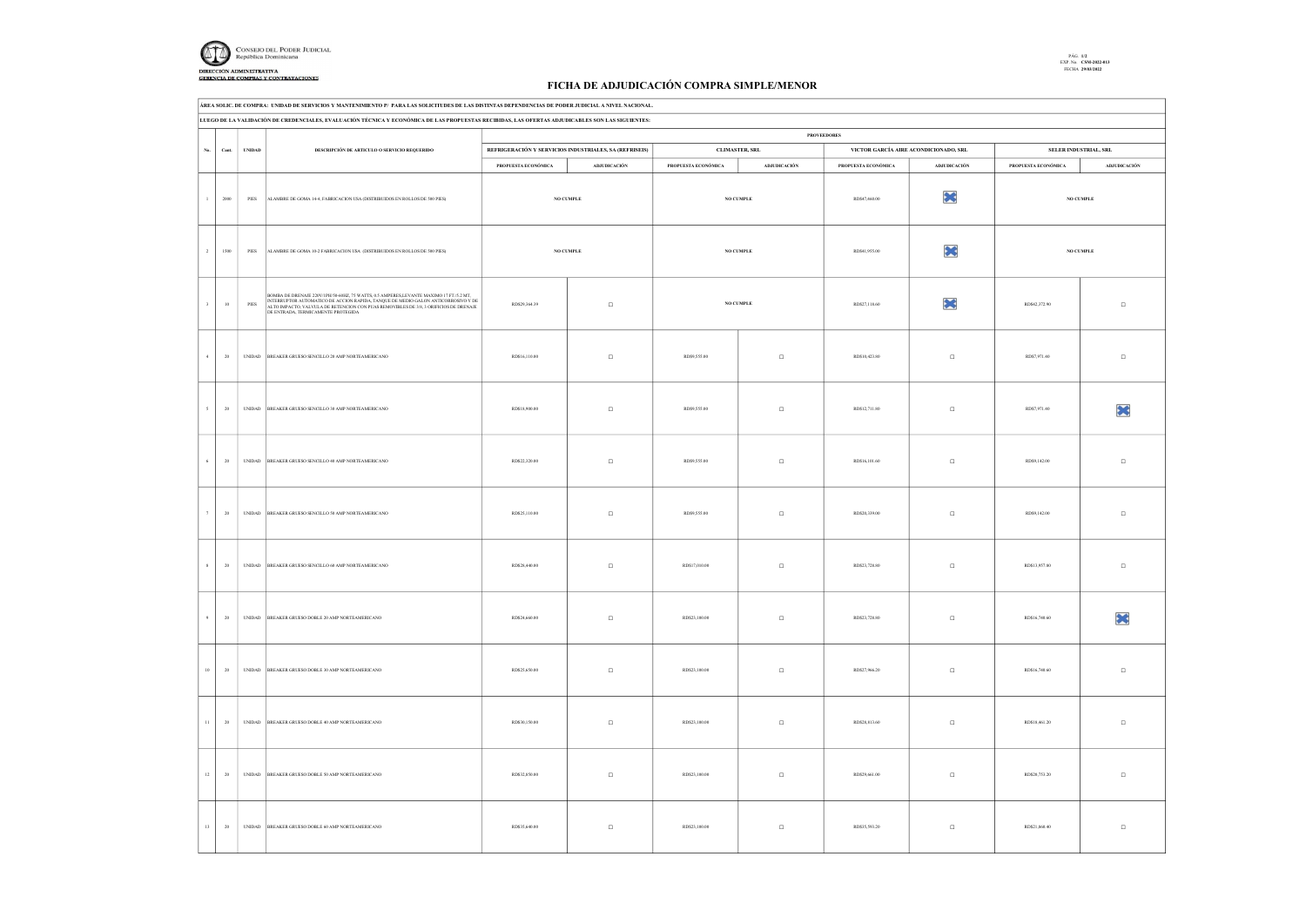CONSEJO DEL PODER JUDICIAL
República Dominicana

DIRECCIÓN ADMINISTRATIVA
GERENCIA DE COMPRAS Y CONTRATACIONES

PÁG. 1/2
EXP. No. CSM-2022-013
FECHA 29/03/2022

# FICHA DE ADJUDICACIÓN COMPRA SIMPLE/MENOR

**ÁREA SOLIC. DE COMPRA: UNIDAD DE SERVICIOS Y MANTENIMIENTO P/ PARA LAS SOLICITUDES DE LAS DISTINTAS DEPENDENCIAS DE PODER JUDICIAL A NIVEL NACIONAL.**

**LUEGO DE LA VALIDACIÓN DE CREDENCIALES, EVALUACIÓN TÉCNICA Y ECONÓMICA DE LAS PROPUESTAS RECIBIDAS, LAS OFERTAS ADJUDICABLES SON LAS SIGUIENTES:**

| No. | Cant. | UNIDAD | DESCRIPCIÓN DE ARTICULO O SERVICIO REQUERIDO | PROVEEDORES | | | | | | | |
|---|---|---|---|---|---|---|---|---|---|---|---|
| | | | | REFRIGERACIÓN Y SERVICIOS INDUSTRIALES, SA (REFRISEIS) | | CLIMASTER, SRL | | VICTOR GARCÍA AIRE ACONDICIONADO, SRL | | SELER INDUSTRIAL, SRL | |
| | | | | PROPUESTA ECONÓMICA | ADJUDICACIÓN | PROPUESTA ECONÓMICA | ADJUDICACIÓN | PROPUESTA ECONÓMICA | ADJUDICACIÓN | PROPUESTA ECONÓMICA | ADJUDICACIÓN |
| 1 | 2000 | PIES | ALAMBRE DE GOMA 14-4, FABRICACION USA (DISTRIBUIDOS EN ROLLOS DE 500 PIES) | NO CUMPLE | | NO CUMPLE | | RD$47,460.00 | ☒ | NO CUMPLE | |
| 2 | 1500 | PIES | ALAMBRE DE GOMA 10-2 FABRICACION USA (DISTRIBUIDOS EN ROLLOS DE 500 PIES) | NO CUMPLE | | NO CUMPLE | | RD$41,955.00 | ☒ | NO CUMPLE | |
| 3 | 10 | PIES | BOMBA DE DRENAJE 220V/1PH/50-60HZ, 75 WATTS, 0.5 AMPERES,LEVANTE MAXIMO 17 FT./5.2 MT, INTERRUPTOR AUTOMATICO DE ACCION RAPIDA, TANQUE DE MEDIO GALON ANTICORROSIVO Y DE ALTO IMPACTO, VALVULA DE RETENCION CON PUAS REMOVIBLES DE 3/8, 3 ORIFICIOS DE DRENAJE DE ENTRADA, TERMICAMENTE PROTEGIDA | RD$29,364.39 | ☐ | NO CUMPLE | | RD$27,118.60 | ☒ | RD$42,372.90 | ☐ |
| 4 | 20 | UNIDAD | BREAKER GRUESO SENCILLO 20 AMP NORTEAMERICANO | RD$16,110.00 | ☐ | RD$9,555.00 | ☐ | RD$10,423.00 | ☐ | RD$7,971.40 | ☐ |
| 5 | 20 | UNIDAD | BREAKER GRUESO SENCILLO 30 AMP NORTEAMERICANO | RD$18,900.00 | ☐ | RD$9,555.00 | ☐ | RD$12,711.00 | ☐ | RD$7,971.40 | ☒ |
| 6 | 20 | UNIDAD | BREAKER GRUESO SENCILLO 40 AMP NORTEAMERICANO | RD$22,320.00 | ☐ | RD$9,555.00 | ☐ | RD$16,101.60 | ☐ | RD$9,142.00 | ☐ |
| 7 | 20 | UNIDAD | BREAKER GRUESO SENCILLO 50 AMP NORTEAMERICANO | RD$25,110.00 | ☐ | RD$9,555.00 | ☐ | RD$20,339.00 | ☐ | RD$9,142.00 | ☐ |
| 8 | 20 | UNIDAD | BREAKER GRUESO SENCILLO 60 AMP NORTEAMERICANO | RD$28,440.00 | ☐ | RD$17,010.00 | ☐ | RD$23,728.00 | ☐ | RD$13,957.80 | ☐ |
| 9 | 20 | UNIDAD | BREAKER GRUESO DOBLE 20 AMP NORTEAMERICANO | RD$24,660.00 | ☐ | RD$23,100.00 | ☐ | RD$23,728.00 | ☐ | RD$16,748.60 | ☒ |
| 10 | 20 | UNIDAD | BREAKER GRUESO DOBLE 30 AMP NORTEAMERICANO | RD$29,650.00 | ☐ | RD$23,100.00 | ☐ | RD$27,966.20 | ☐ | RD$16,748.60 | ☐ |
| 11 | 20 | UNIDAD | BREAKER GRUESO DOBLE 40 AMP NORTEAMERICANO | RD$30,150.00 | ☐ | RD$23,100.00 | ☐ | RD$28,813.60 | ☐ | RD$19,461.20 | ☐ |
| 12 | 20 | UNIDAD | BREAKER GRUESO DOBLE 50 AMP NORTEAMERICANO | RD$32,850.00 | ☐ | RD$23,100.00 | ☐ | RD$29,661.00 | ☐ | RD$20,753.20 | ☐ |
| 13 | 20 | UNIDAD | BREAKER GRUESO DOBLE 60 AMP NORTEAMERICANO | RD$35,640.00 | ☐ | RD$23,100.00 | ☐ | RD$35,593.20 | ☐ | RD$21,868.40 | ☐ |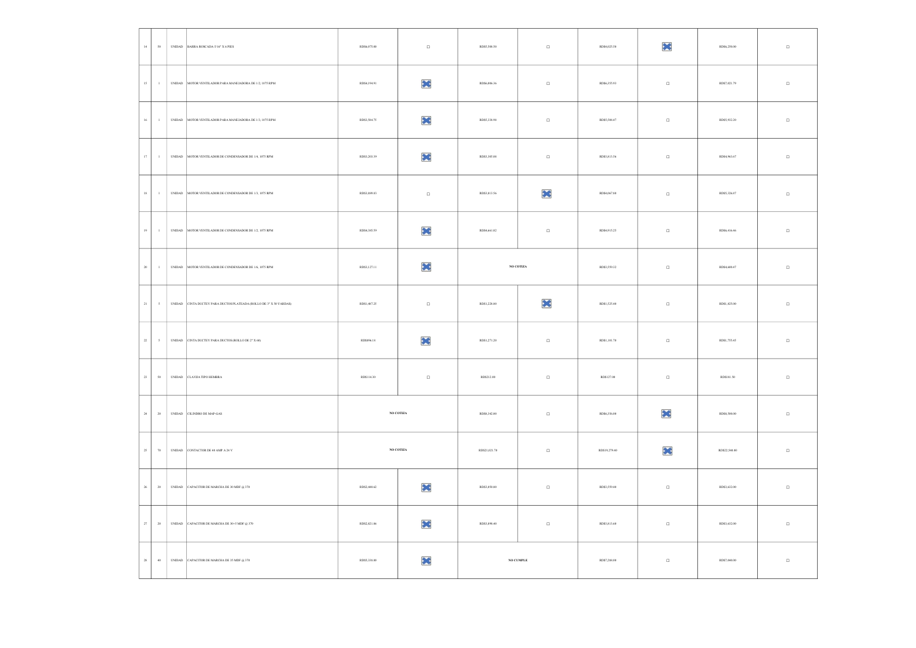| | | | | | | | | | | | |
|---|---|---|---|---|---|---|---|---|---|---|---|
| 14 | 50 | UNIDAD | BARRA ROSCADA 5/16" X 6 PIES | RD$6,075.00 | ☐ | RD$5,508.50 | ☐ | RD$4,625.50 | ☒ | RD$6,250.00 | ☐ |
| 15 | 1 | UNIDAD | MOTOR VENTILADOR PARA MANEJADORA DE 1/2, 1075 RPM | RD$4,194.91 | ☒ | RD$6,006.16 | ☐ | RD$6,355.93 | ☐ | RD$7,021.79 | ☐ |
| 16 | 1 | UNIDAD | MOTOR VENTILADOR PARA MANEJADORA DE 1/3, 1075 RPM | RD$3,584.75 | ☒ | RD$5,338.98 | ☐ | RD$5,500.47 | ☐ | RD$5,932.20 | ☐ |
| 17 | 1 | UNIDAD | MOTOR VENTILADOR DE CONDENSADOR DE 1/4, 1075 RPM | RD$3,203.39 | ☒ | RD$3,305.08 | ☐ | RD$3,813.56 | ☐ | RD$4,963.67 | ☐ |
| 18 | 1 | UNIDAD | MOTOR VENTILADOR DE CONDENSADOR DE 1/3, 1075 RPM | RD$3,889.83 | ☐ | RD$3,813.56 | ☒ | RD$4,067.80 | ☐ | RD$5,326.87 | ☐ |
| 19 | 1 | UNIDAD | MOTOR VENTILADOR DE CONDENSADOR DE 1/2, 1075 RPM | RD$4,385.59 | ☒ | RD$4,661.02 | ☐ | RD$4,915.25 | ☐ | RD$6,416.66 | ☐ |
| 20 | 1 | UNIDAD | MOTOR VENTILADOR DE CONDENSADOR DE 1/6, 1075 RPM | RD$3,127.11 | ☒ | **NO COTIZA** | | RD$3,559.32 | ☐ | RD$4,600.67 | ☐ |
| 21 | 5 | UNIDAD | CINTA DUCTEY PARA DUCTOS PLATEADA (ROLLO DE 3" X 50 YARDAS) | RD$1,487.25 | ☐ | RD$1,228.80 | ☒ | RD$1,525.40 | ☐ | RD$1,825.00 | ☐ |
| 22 | 5 | UNIDAD | CINTA DUCTEY PARA DUCTOS (ROLLO DE 2" X 60) | RD$896.18 | ☒ | RD$1,271.20 | ☐ | RD$1,101.70 | ☐ | RD$1,755.45 | ☐ |
| 23 | 50 | UNIDAD | CLAVIJA TIPO HEMBRA | RD$114.30 | ☐ | RD$212.00 | ☐ | RD$127.00 | ☐ | RD$181.50 | ☐ |
| 24 | 20 | UNIDAD | CILINDRO DE MAP-GAS | **NO COTIZA** | | RD$8,342.00 | ☐ | RD$6,356.00 | ☒ | RD$8,500.00 | ☐ |
| 25 | 70 | UNIDAD | CONTACTOR DE 40 AMP A 24 V | **NO COTIZA** | | RD$21,021.70 | ☐ | RD$19,279.40 | ☒ | RD$22,548.80 | ☐ |
| 26 | 20 | UNIDAD | CAPACITOR DE MARCHA DE 30 MDF @ 370 | RD$2,440.62 | ☒ | RD$3,050.00 | ☐ | RD$3,559.40 | ☐ | RD$3,632.00 | ☐ |
| 27 | 20 | UNIDAD | CAPACITOR DE MARCHA DE 30+5 MDF @ 370 | RD$2,821.86 | ☒ | RD$3,898.40 | ☐ | RD$3,813.60 | ☐ | RD$3,632.00 | ☐ |
| 28 | 40 | UNIDAD | CAPACITOR DE MARCHA DE 35 MDF @ 370 | RD$5,338.80 | ☒ | **NO CUMPLE** | | RD$7,288.00 | ☐ | RD$7,040.00 | ☐ |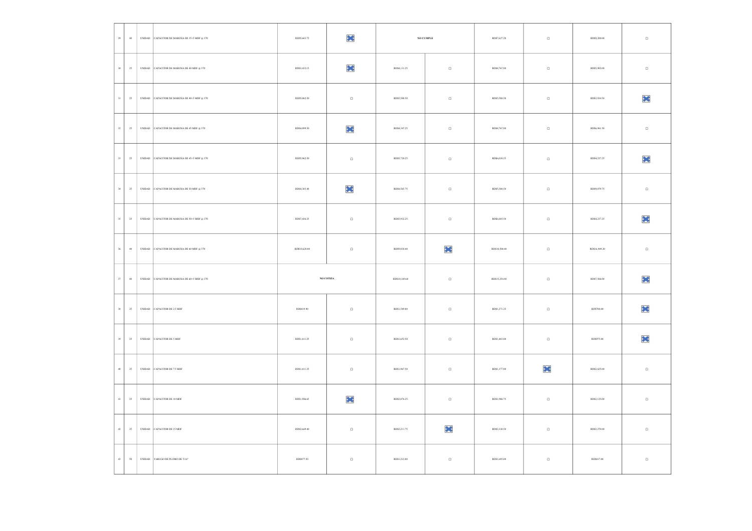| | | | | | | | | | | | |
|---|---|---|---|---|---|---|---|---|---|---|---|
| 29 | 40 | UNIDAD | CAPACITOR DE MARCHA DE 35+5 MDF @ 370 | RD$5,643.72 | ☒ | NO CUMPLE | | RD$7,627.20 | ☐ | RD$9,200.00 | ☐ |
| 30 | 25 | UNIDAD | CAPACITOR DE MARCHA DE 40 MDF @ 370 | RD$3,432.15 | ☒ | RD$4,131.25 | ☐ | RD$4,767.00 | ☐ | RD$5,902.00 | ☐ |
| 31 | 25 | UNIDAD | CAPACITOR DE MARCHA DE 40+5 MDF @ 370 | RD$5,062.50 | ☐ | RD$5,508.50 | ☐ | RD$5,508.50 | ☐ | RD$3,934.50 | ☒ |
| 32 | 25 | UNIDAD | CAPACITOR DE MARCHA DE 45 MDF @ 370 | RD$4,099.50 | ☒ | RD$4,347.25 | ☐ | RD$4,767.00 | ☐ | RD$6,961.50 | ☐ |
| 33 | 25 | UNIDAD | CAPACITOR DE MARCHA DE 45+5 MDF @ 370 | RD$5,062.50 | ☐ | RD$5,720.25 | ☐ | RD$6,038.25 | ☐ | RD$4,237.25 | ☒ |
| 34 | 25 | UNIDAD | CAPACITOR DE MARCHA DE 50 MDF @ 370 | RD$4,385.48 | ☒ | RD$4,565.75 | ☐ | RD$5,508.50 | ☐ | RD$8,979.75 | ☐ |
| 35 | 25 | UNIDAD | CAPACITOR DE MARCHA DE 50+5 MDF @ 370 | RD$7,436.25 | ☐ | RD$5,932.25 | ☐ | RD$6,885.50 | ☐ | RD$4,237.25 | ☒ |
| 36 | 40 | UNIDAD | CAPACITOR DE MARCHA DE 60 MDF @ 370 | RD$10,620.00 | ☐ | RD$9,830.40 | ☒ | RD$10,508.40 | ☐ | RD$16,949.20 | ☐ |
| 37 | 40 | UNIDAD | CAPACITOR DE MARCHA DE 60+5 MDF @ 370 | NO COTIZA | | RD$10,169.60 | ☐ | RD$15,254.40 | ☐ | RD$7,506.00 | ☒ |
| 38 | 25 | UNIDAD | CAPACITOR DE 2.5 MDF | RD$819.90 | ☐ | RD$1,509.00 | ☐ | RD$1,271.25 | ☐ | RD$700.00 | ☒ |
| 39 | 25 | UNIDAD | CAPACITOR DE 5 MDF | RD$1,011.25 | ☐ | RD$1,652.50 | ☐ | RD$1,403.00 | ☐ | RD$975.00 | ☒ |
| 40 | 25 | UNIDAD | CAPACITOR DE 7.5 MDF | RD$1,011.25 | ☐ | RD$1,967.50 | ☐ | RD$1,377.00 | ☒ | RD$2,625.00 | ☐ |
| 41 | 25 | UNIDAD | CAPACITOR DE 10 MDF | RD$1,906.65 | ☒ | RD$2,076.25 | ☐ | RD$1,986.75 | ☐ | RD$2,125.00 | ☐ |
| 42 | 25 | UNIDAD | CAPACITOR DE 15 MDF | RD$2,669.40 | ☐ | RD$2,211.75 | ☒ | RD$2,130.50 | ☐ | RD$2,270.00 | ☐ |
| 43 | 50 | UNIDAD | TARUGO DE PLOMO DE 5/16" | RD$877.50 | ☐ | RD$1,212.00 | ☐ | RD$1,695.00 | ☐ | RD$817.00 | ☐ |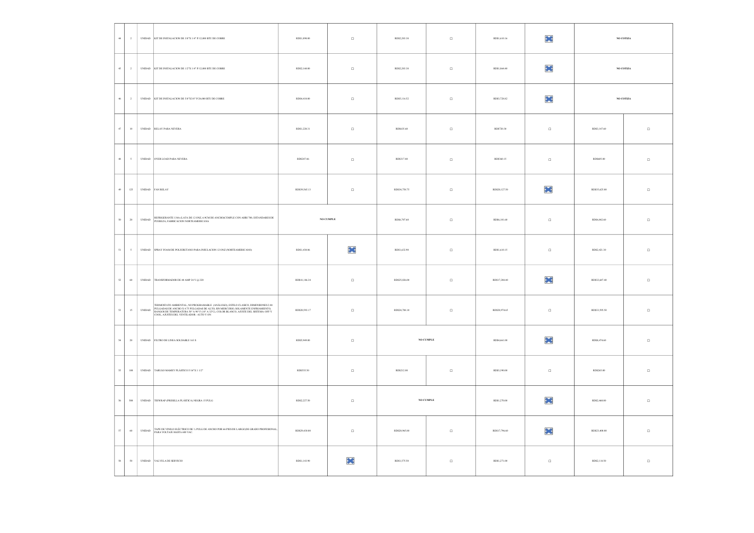| | | | | | | | | | | | |
|---|---|---|---|---|---|---|---|---|---|---|---|
| 44 | 2 | UNIDAD | KIT DE INSTALACION DE 3/8"X 1/4" P/12,000 BTU DE COBRE | RD$1,890.00 | ☐ | RD$2,203.38 | ☐ | RD$1,630.16 | ☒ | NO COTIZA | |
| 45 | 2 | UNIDAD | KIT DE INSTALACION DE 1/2"X 1/4" P/12,000 BTU DE COBRE | RD$2,160.00 | ☐ | RD$2,203.38 | ☐ | RD$1,864.40 | ☒ | NO COTIZA | |
| 46 | 2 | UNIDAD | KIT DE INSTALACION DE 5/8"X3/8" P/24,000 BTU DE COBRE | RD$4,410.00 | ☐ | RD$5,116.52 | ☐ | RD$3,728.82 | ☒ | NO COTIZA | |
| 47 | 10 | UNIDAD | RELAY PARA NEVERA | RD$1,228.31 | ☐ | RD$635.60 | ☐ | RD$720.30 | ☐ | RD$3,147.60 | ☐ |
| 48 | 5 | UNIDAD | OVER LOAD PARA NEVERA | RD$247.86 | ☐ | RD$317.80 | ☐ | RD$360.15 | ☐ | RD$605.00 | ☐ |
| 49 | 125 | UNIDAD | FAN RELAY | RD$39,545.13 | ☐ | RD$34,758.75 | ☐ | RD$20,127.50 | ☒ | RD$35,625.00 | ☐ |
| 50 | 20 | UNIDAD | REFRIGERANTE 134A (LATA DE 12 ONZ, 6.9CM DE ANCHO)CUMPLE CON AHRI 700, ESTANDARES DE PUEREZA, FABRICACION NORTEAMERICANA | NO CUMPLE | | RD$6,797.60 | ☐ | RD$6,181.60 | ☐ | RD$4,042.60 | ☐ |
| 51 | 5 | UNIDAD | SPRAY FOAM DE POLIURETANO PARA INSULACION 12 ONZ (NORTEAMERICANO) | RD$1,430.06 | ☒ | RD$1,632.90 | ☐ | RD$1,610.15 | ☐ | RD$2,421.30 | ☐ |
| 52 | 60 | UNIDAD | TRANSFORMADOR DE 40 AMP 24 V @ 220 | RD$41,186.34 | ☐ | RD$25,026.00 | ☐ | RD$17,280.60 | ☒ | RD$32,607.40 | ☐ |
| 53 | 15 | UNIDAD | TERMOSTATO AMBIENTAL, NO PROGRAMABLE (ANALOGO), ESTILO CLASICO, DIMENSIONES 2.88 PULGADAS DE ANCHO X 4.75 PULGADAS DE ALTO, SIN MERCURIO, SOLAMENTE ENFRIAMIENTO, RANGOS DE TEMPERATURA 50° A 90° F (10° A 32°C), COLOR BLANCO, AJUSTE DEL SISTEMA: OFF Y COOL, AJUSTES DEL VENTILADOR : AUTO Y ON | RD$20,591.17 | ☐ | RD$26,788.18 | ☐ | RD$20,974.65 | ☐ | RD$33,595.50 | ☐ |
| 54 | 20 | UNIDAD | FILTRO DE LINEA SOLDABLE 163 S | RD$5,949.00 | ☐ | NO CUMPLE | | RD$4,661.00 | ☒ | RD$8,474.60 | ☐ |
| 55 | 100 | UNIDAD | TARUGO MAMEY PLÁSTICO 5/16" X 1 1/2" | RD$535.50 | ☐ | RD$212.00 | ☐ | RD$3,190.00 | ☐ | RD$265.00 | ☐ |
| 56 | 500 | UNIDAD | TIEWRAP (PRESILLA PLÁSTICA) NEGRA 15 PULG | RD$2,227.50 | ☐ | NO CUMPLE | | RD$1,270.00 | ☒ | RD$2,460.00 | ☐ |
| 57 | 60 | UNIDAD | TAPE DE VINILO ELÉCTRICO DE ¾ PULG DE ANCHO POR 66 PIES DE LARGO,DE GRADO PROFESIONAL, PARA VOLTAJE HASTA 600 VAC. | RD$29,430.00 | ☐ | RD$20,965.80 | ☐ | RD$17,796.60 | ☒ | RD$23,400.00 | ☐ |
| 58 | 50 | UNIDAD | VALVULA DE SERVICIO | RD$1,143.90 | ☒ | RD$1,575.50 | ☐ | RD$1,271.00 | ☐ | RD$2,118.50 | ☐ |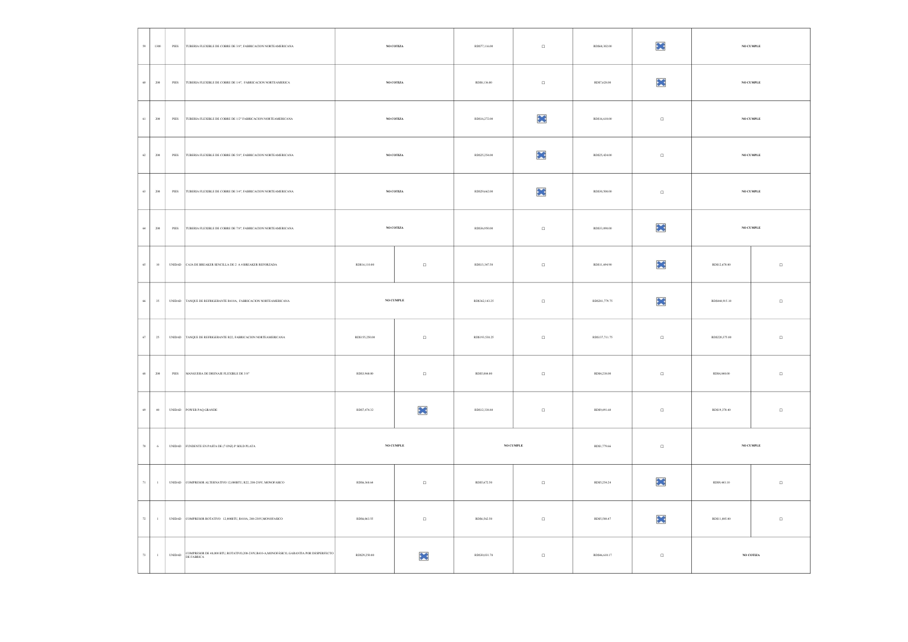| | | | | | | | | | | | |
|---|---|---|---|---|---|---|---|---|---|---|---|
| 59 | 1300 | PIES | TUBERIA FLEXIBLE DE COBRE DE 3/8", FABRICACION NORTEAMERICANA | NO COTIZA | | RD$77,116.00 | ☐ | RD$68,302.00 | ☒ | NO CUMPLE | |
| 60 | 200 | PIES | TUBERIA FLEXIBLE DE COBRE DE 1/4", FABRICACION NORTEAMERICA | NO COTIZA | | RD$8,136.00 | ☐ | RD$7,628.00 | ☒ | NO CUMPLE | |
| 61 | 200 | PIES | TUBERIA FLEXIBLE DE COBRE DE 1/2" FABRICACION NORTEAMERICANA | NO COTIZA | | RD$16,272.00 | ☒ | RD$16,610.00 | ☐ | NO CUMPLE | |
| 62 | 200 | PIES | TUBERIA FLEXIBLE DE COBRE DE 5/8", FABRICACION NORTEAMERICANA | NO COTIZA | | RD$25,254.00 | ☒ | RD$25,424.00 | ☐ | NO CUMPLE | |
| 63 | 200 | PIES | TUBERIA FLEXIBLE DE COBRE DE 3/4", FABRICACION NORTEAMERICANA | NO COTIZA | | RD$29,662.00 | ☒ | RD$30,500.00 | ☐ | NO CUMPLE | |
| 64 | 200 | PIES | TUBERIA FLEXIBLE DE COBRE DE 7/8", FABRICACION NORTEAMERICANA | NO COTIZA | | RD$36,950.00 | ☐ | RD$33,900.00 | ☒ | NO CUMPLE | |
| 65 | 10 | UNIDAD | CAJA DE BREAKER SENCILLA DE 2 A 4 BREAKER REFORZADA | RD$16,110.00 | ☐ | RD$13,547.50 | ☐ | RD$11,494.90 | ☒ | RD$12,678.00 | ☐ |
| 66 | 35 | UNIDAD | TANQUE DE REFRIGERANTE R410A, FABRICACION NORTEAMERICANA | NO CUMPLE | | RD$362,143.25 | ☐ | RD$281,779.75 | ☒ | RD$444,915.10 | ☐ |
| 67 | 25 | UNIDAD | TANQUE DE REFRIGERANTE R22, FABRICACION NORTEAMERICANA | RD$155,250.00 | ☐ | RD$193,538.25 | ☐ | RD$137,711.75 | ☐ | RD$220,375.00 | ☐ |
| 68 | 200 | PIES | MANGUERA DE DRENAJE FLEXIBLE DE 3/8" | RD$3,960.00 | ☐ | RD$5,884.00 | ☐ | RD$4,238.00 | ☐ | RD$4,040.00 | ☐ |
| 69 | 40 | UNIDAD | POWER PAQ GRANDE | RD$7,474.32 | ☒ | RD$12,338.00 | ☐ | RD$9,491.60 | ☐ | RD$19,378.40 | ☐ |
| 70 | 6 | UNIDAD | FUNDENTE EN PASTA DE (7 ONZ) P SOLD PLATA | NO CUMPLE | | NO CUMPLE | | RD$1,779.66 | ☐ | NO CUMPLE | |
| 71 | 1 | UNIDAD | COMPRESOR ALTERNATIVO 12,000BTU, R22, 208-230V, MONOFASICO | RD$6,360.64 | ☐ | RD$5,672.50 | ☐ | RD$5,254.24 | ☒ | RD$9,443.10 | ☐ |
| 72 | 1 | UNIDAD | COMPRESOR ROTATIVO 12,000BTU, R410A, 208-230V,MONOFASICO | RD$6,063.55 | ☐ | RD$6,562.50 | ☐ | RD$5,588.47 | ☒ | RD$11,895.80 | ☐ |
| 73 | 1 | UNIDAD | COMPRESOR DE 48,000 BTU, ROTATIVO,208-230V,R410-A,MONOFASICO, GARANTIA POR DESPERFECTO DE FABRICA | RD$29,250.00 | ☒ | RD$30,031.78 | ☐ | RD$46,610.17 | ☐ | NO COTIZA | |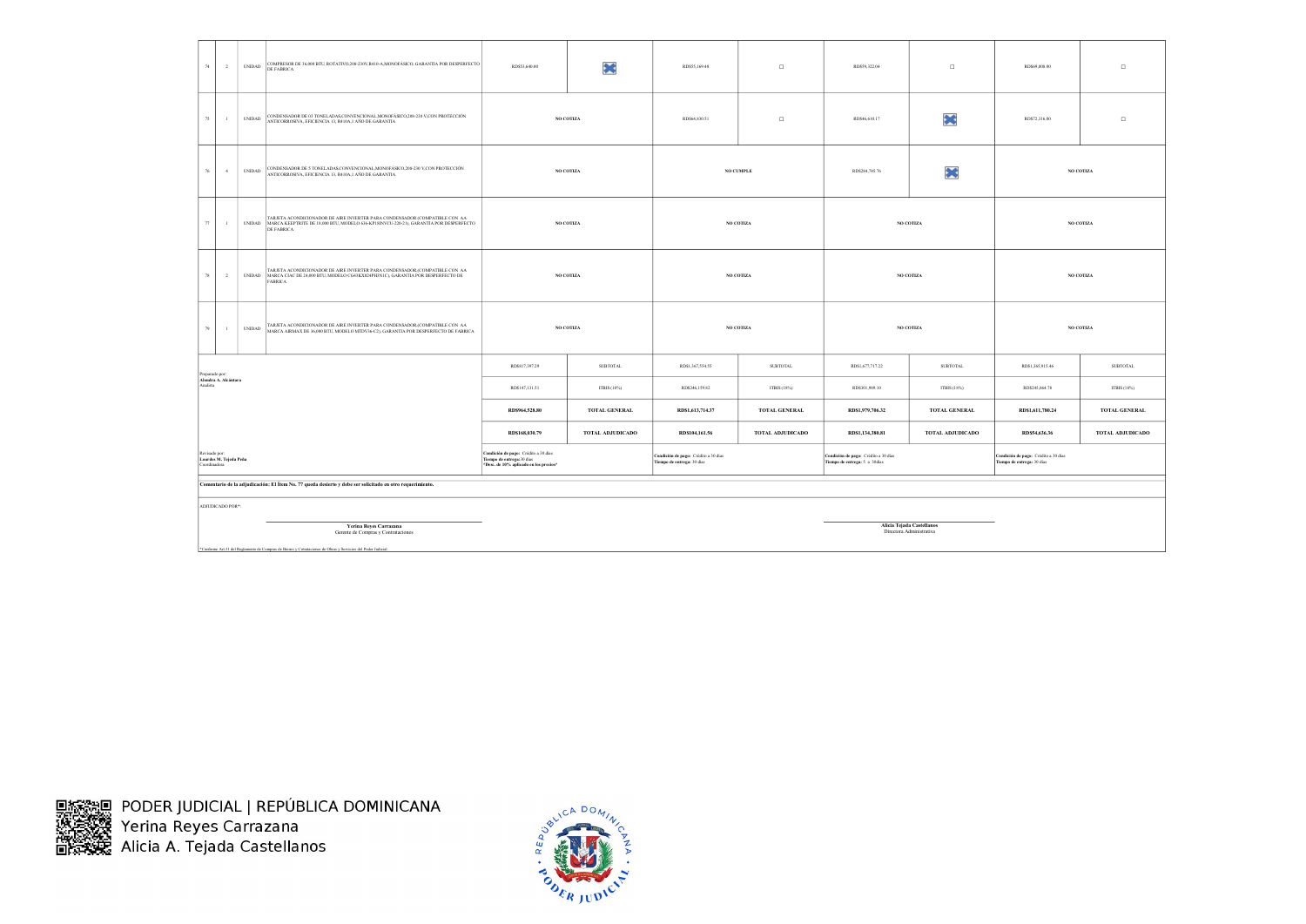| 74 | 2 | UNIDAD | COMPRESOR DE 36,000 BTU, ROTATIVO,208-230V,R410-A,MONOFÁSICO, GARANTIA POR DESPERFECTO DE FABRICA | RD$53,640.00 | ☒ | RD$55,169.48 | ☐ | RD$59,322.04 | ☐ | RD$69,808.00 | ☐ |
|---|---|---|---|---|---|---|---|---|---|---|---|
| 75 | 1 | UNIDAD | CONDENSADOR DE 03 TONELADAS,CONVENCIONAL,MONOFÁSICO,208-230 V,CON PROTECCIÓN ANTICORROSIVA, EFICIENCIA 13, R410A,1 AÑO DE GARANTIA | NO COTIZA | | RD$64,830.51 | ☐ | RD$46,610.17 | ☒ | RD$72,316.00 | ☐ |
| 76 | 6 | UNIDAD | CONDENSADOR DE 5 TONELADAS,CONVENCIONAL,MONOFÁSICO,208-230 V,CON PROTECCIÓN ANTICORROSIVA, EFICIENCIA 13, R410A,1 AÑO DE GARANTIA | NO COTIZA | | NO CUMPLE | | RD$284,745.76 | ☒ | NO COTIZA | |
| 77 | 1 | UNIDAD | TARJETA ACONDICIONADOR DE AIRE INVERTER PARA CONDENSADOR (COMPATIBLE CON AA MARCA KEEPTRITE DE 18,000 BTU, MODELO 616-KP18INVCU-220-21), GARANTIA POR DESPERFECTO DE FABRICA | NO COTIZA | | NO COTIZA | | NO COTIZA | | NO COTIZA | |
| 78 | 2 | UNIDAD | TARJETA ACONDICIONADOR DE AIRE INVERTER PARA CONDENSADOR,(COMPATIBLE CON AA MARCA CIAC DE 24,000 BTU, MODELO CG4XKX8NPHINIC), GARANTIA POR DESPERFECTO DE FABRICA | NO COTIZA | | NO COTIZA | | NO COTIZA | | NO COTIZA | |
| 79 | 1 | UNIDAD | TARJETA ACONDICIONADOR DE AIRE INVERTER PARA CONDENSADOR,(COMPATIBLE CON AA MARCA AIRMAX DE 36,000 BTU, MODELO MTDV36-C2), GARANTIA POR DESPERFECTO DE FABRICA | NO COTIZA | | NO COTIZA | | NO COTIZA | | NO COTIZA | |
| Preparado por: **Alondra A. Alcántara** Analista | | | | RD$817,397.29 | SUBTOTAL | RD$1,367,554.55 | SUBTOTAL | RD$1,677,717.22 | SUBTOTAL | RD$1,365,915.46 | SUBTOTAL |
| | | | | RD$147,131.51 | ITBIS (18%) | RD$246,159.82 | ITBIS (18%) | RD$301,989.10 | ITBIS (18%) | RD$245,864.78 | ITBIS (18%) |
| | | | | **RD$964,528.80** | **TOTAL GENERAL** | **RD$1,613,714.37** | **TOTAL GENERAL** | **RD$1,979,706.32** | **TOTAL GENERAL** | **RD$1,611,780.24** | **TOTAL GENERAL** |
| | | | | **RD$168,030.79** | **TOTAL ADJUDICADO** | **RD$104,161.56** | **TOTAL ADJUDICADO** | **RD$1,134,380.81** | **TOTAL ADJUDICADO** | **RD$54,636.36** | **TOTAL ADJUDICADO** |
| Revisado por: **Lourdes M. Tejeda Peña** Coordinadora | | | | **Condición de pago:** Crédito a 30 días **Tiempo de entrega:** 30 días **\*Desc. de 10% aplicado en los precios\*** | | **Condición de pago:** Crédito a 30 días **Tiempo de entrega:** 30 días | | **Condición de pago:** Crédito a 30 días **Tiempo de entrega:** 5 a 10 días | | **Condición de pago:** Crédito a 30 días **Tiempo de entrega:** 30 días | |

**Comentario de la adjudicación: El Ítem No. 77 queda desierto y debe ser solicitado en otro requerimiento.**

ADJUDICADO POR:*

**Yerina Reyes Carrazana**
Gerente de Compras y Contrataciones

**Alicia Tejada Castellanos**
Directora Administrativa

*Conforme Art.31 del Reglamento de Compras de Bienes y Contrataciones de Obras y Servicios del Poder Judicial.

PODER JUDICIAL | REPÚBLICA DOMINICANA
Yerina Reyes Carrazana
Alicia A. Tejada Castellanos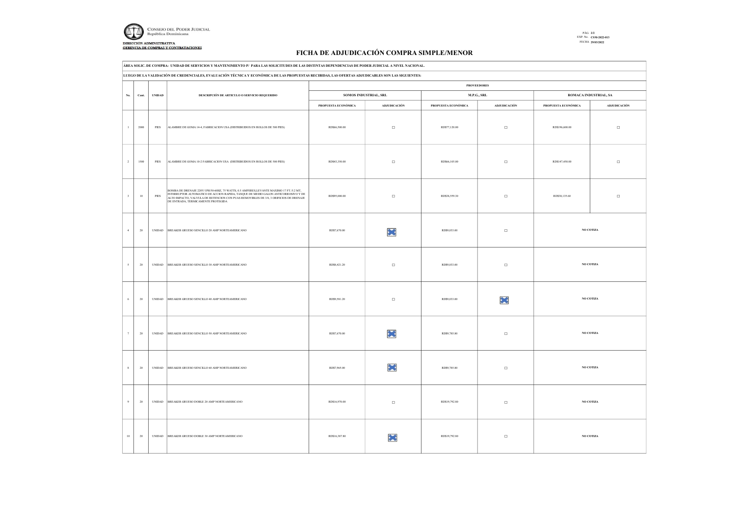CONSEJO DEL PODER JUDICIAL
República Dominicana

DIRECCION ADMINISTRATIVA
GERENCIA DE COMPRAS Y CONTRATACIONES

PÁG. 2/2
EXP. No. CSM-2022-013
FECHA 29/03/2022

# FICHA DE ADJUDICACIÓN COMPRA SIMPLE/MENOR

ÁREA SOLIC. DE COMPRA: UNIDAD DE SERVICIOS Y MANTENIMIENTO P/ PARA LAS SOLICITUDES DE LAS DISTINTAS DEPENDENCIAS DE PODER JUDICIAL A NIVEL NACIONAL.

LUEGO DE LA VALIDACIÓN DE CREDENCIALES, EVALUACIÓN TÉCNICA Y ECONÓMICA DE LAS PROPUESTAS RECIBIDAS, LAS OFERTAS ADJUDICABLES SON LAS SIGUIENTES:

| No. | Cant. | UNIDAD | DESCRIPCIÓN DE ARTICULO O SERVICIO REQUERIDO | PROVEEDORES | | | | | |
|---|---|---|---|---|---|---|---|---|---|
| | | | | SOMOS INDUSTRIAL, SRL | | M.P.G., SRL | | ROMACA INDUSTRIAL, SA | |
| | | | | PROPUESTA ECONÓMICA | ADJUDICACIÓN | PROPUESTA ECONÓMICA | ADJUDICACIÓN | PROPUESTA ECONÓMICA | ADJUDICACIÓN |
| 1 | 2000 | PIES | ALAMBRE DE GOMA 14-4, FABRICACION USA (DISTRIBUIDOS EN ROLLOS DE 500 PIES) | RD$86,500.00 | ☐ | RD$77,120.00 | ☐ | RD$196,600.00 | ☐ |
| 2 | 1500 | PIES | ALAMBRE DE GOMA 10-2 FABRICACION USA (DISTRIBUIDOS EN ROLLOS DE 500 PIES) | RD$43,350.00 | ☐ | RD$66,105.00 | ☐ | RD$147,450.00 | ☐ |
| 3 | 10 | PIES | BOMBA DE DRENAJE 220V/1PH/50-60HZ, 75 WATTS, 0.5 AMPERES,LEVANTE MAXIMO 17 FT./5.2 MT, INTERRUPTOR AUTOMATICO DE ACCION RAPIDA, TANQUE DE MEDIO GALON ANTICORROSIVO Y DE ALTO IMPACTO, VALVULA DE RETENCION CON PUAS REMOVIBLES DE 3/8, 3 ORIFICIOS DE DRENAJE DE ENTRADA, TERMICAMENTE PROTEGIDA | RD$95,000.00 | ☐ | RD$28,559.30 | ☐ | RD$38,135.60 | ☐ |
| 4 | 20 | UNIDAD | BREAKER GRUESO SENCILLO 20 AMP NORTEAMERICANO | RD$7,670.00 | ☒ | RD$9,033.00 | ☐ | NO COTIZA | |
| 5 | 20 | UNIDAD | BREAKER GRUESO SENCILLO 30 AMP NORTEAMERICANO | RD$8,421.20 | ☐ | RD$9,033.00 | ☐ | NO COTIZA | |
| 6 | 20 | UNIDAD | BREAKER GRUESO SENCILLO 40 AMP NORTEAMERICANO | RD$9,581.20 | ☐ | RD$9,033.00 | ☒ | NO COTIZA | |
| 7 | 20 | UNIDAD | BREAKER GRUESO SENCILLO 50 AMP NORTEAMERICANO | RD$7,670.00 | ☒ | RD$9,785.80 | ☐ | NO COTIZA | |
| 8 | 20 | UNIDAD | BREAKER GRUESO SENCILLO 60 AMP NORTEAMERICANO | RD$7,965.00 | ☒ | RD$9,785.80 | ☐ | NO COTIZA | |
| 9 | 20 | UNIDAD | BREAKER GRUESO DOBLE 20 AMP NORTEAMERICANO | RD$16,970.00 | ☐ | RD$19,792.80 | ☐ | NO COTIZA | |
| 10 | 20 | UNIDAD | BREAKER GRUESO DOBLE 30 AMP NORTEAMERICANO | RD$16,387.80 | ☒ | RD$19,792.80 | ☐ | NO COTIZA | |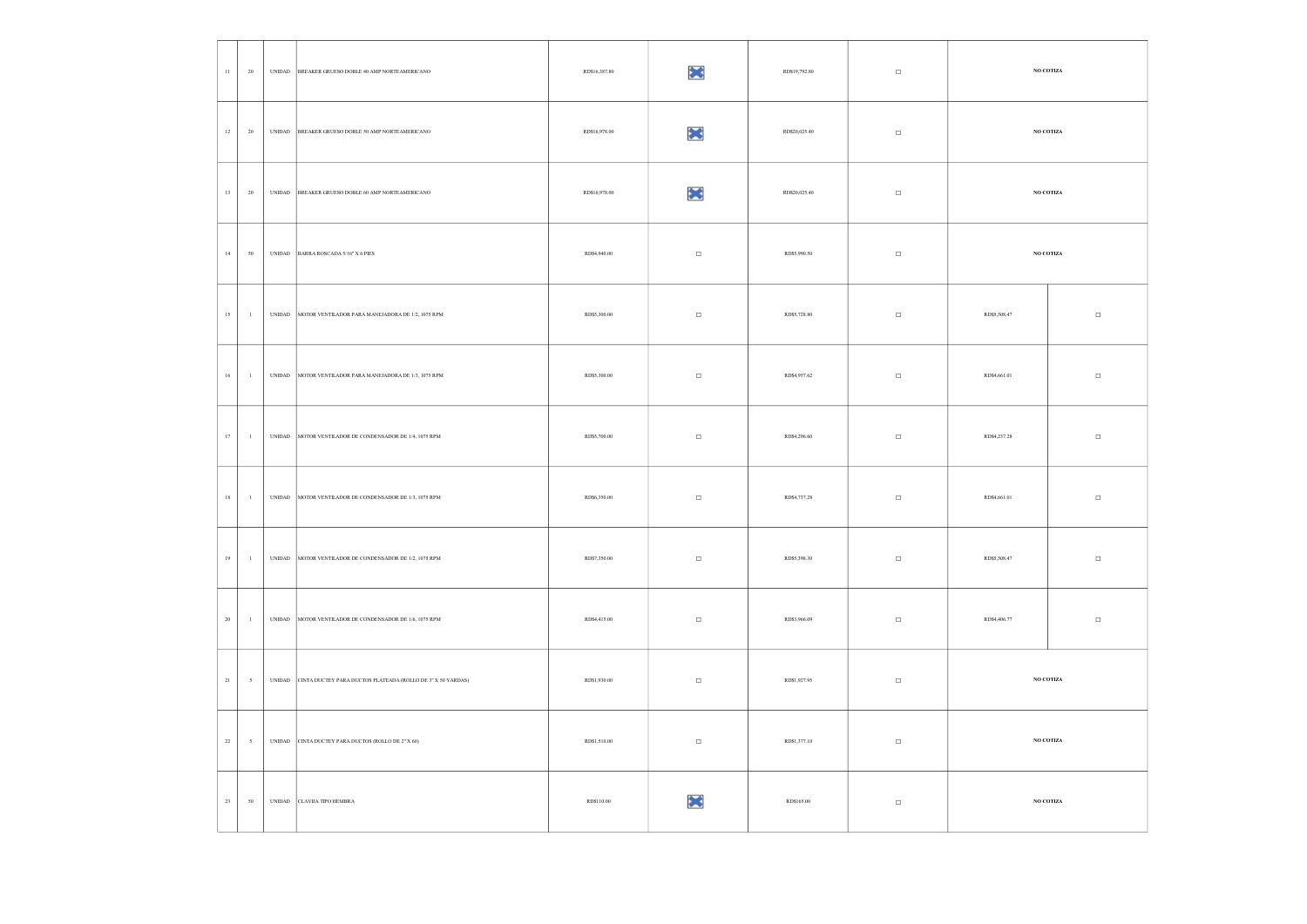| | | | | | | | | | |
|---|---|---|---|---|---|---|---|---|---|
| 11 | 20 | UNIDAD | BREAKER GRUESO DOBLE 40 AMP NORTEAMERICANO | RD$16,387.80 | ☒ | RD$19,792.80 | ☐ | NO COTIZA | |
| 12 | 20 | UNIDAD | BREAKER GRUESO DOBLE 50 AMP NORTEAMERICANO | RD$16,978.00 | ☒ | RD$20,025.40 | ☐ | NO COTIZA | |
| 13 | 20 | UNIDAD | BREAKER GRUESO DOBLE 60 AMP NORTEAMERICANO | RD$16,978.00 | ☒ | RD$20,025.40 | ☐ | NO COTIZA | |
| 14 | 50 | UNIDAD | BARRA ROSCADA 5/16" X 6 PIES | RD$4,940.00 | ☐ | RD$5,990.50 | ☐ | NO COTIZA | |
| 15 | 1 | UNIDAD | MOTOR VENTILADOR PARA MANEJADORA DE 1/2, 1075 RPM | RD$5,300.00 | ☐ | RD$5,728.80 | ☐ | RD$5,508.47 | ☐ |
| 16 | 1 | UNIDAD | MOTOR VENTILADOR PARA MANEJADORA DE 1/3, 1075 RPM | RD$5,300.00 | ☐ | RD$4,957.62 | ☐ | RD$4,661.01 | ☐ |
| 17 | 1 | UNIDAD | MOTOR VENTILADOR DE CONDENSADOR DE 1/4, 1075 RPM | RD$5,700.00 | ☐ | RD$4,296.60 | ☐ | RD$4,237.28 | ☐ |
| 18 | 1 | UNIDAD | MOTOR VENTILADOR DE CONDENSADOR DE 1/3, 1075 RPM | RD$6,350.00 | ☐ | RD$4,737.28 | ☐ | RD$4,661.01 | ☐ |
| 19 | 1 | UNIDAD | MOTOR VENTILADOR DE CONDENSADOR DE 1/2, 1075 RPM | RD$7,350.00 | ☐ | RD$5,398.30 | ☐ | RD$5,508.47 | ☐ |
| 20 | 1 | UNIDAD | MOTOR VENTILADOR DE CONDENSADOR DE 1/6, 1075 RPM | RD$4,415.00 | ☐ | RD$3,966.09 | ☐ | RD$4,406.77 | ☐ |
| 21 | 5 | UNIDAD | CINTA DUCTEY PARA DUCTOS PLATEADA (ROLLO DE 3" X 50 YARDAS) | RD$1,930.00 | ☐ | RD$1,927.95 | ☐ | NO COTIZA | |
| 22 | 5 | UNIDAD | CINTA DUCTEY PARA DUCTOS (ROLLO DE 2" X 60) | RD$1,510.00 | ☐ | RD$1,377.10 | ☐ | NO COTIZA | |
| 23 | 50 | UNIDAD | CLAVIJA TIPO HEMBRA | RD$110.00 | ☒ | RD$165.00 | ☐ | NO COTIZA | |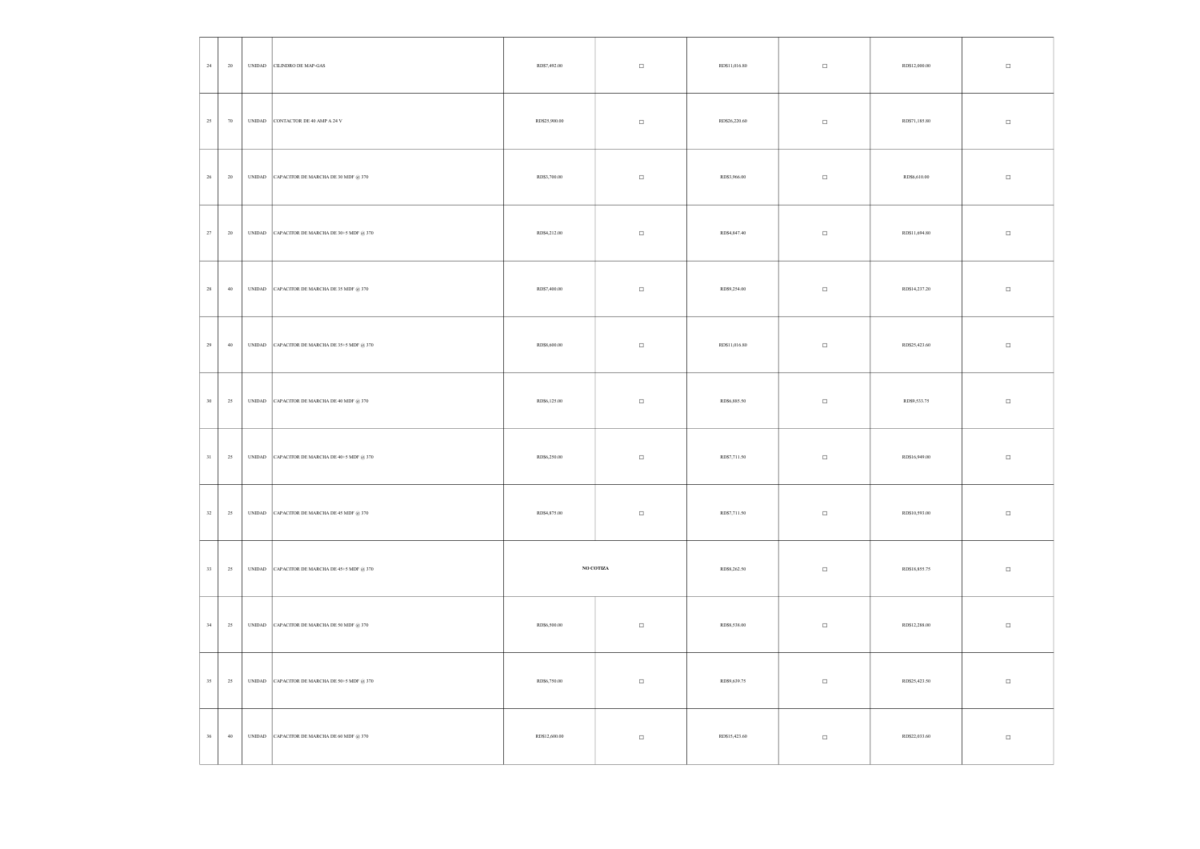| | | | | | | | | | |
|---|---|---|---|---|---|---|---|---|---|
| 24 | 20 | UNIDAD | CILINDRO DE MAP-GAS | RD$7,492.00 | ☐ | RD$11,016.80 | ☐ | RD$12,000.00 | ☐ |
| 25 | 70 | UNIDAD | CONTACTOR DE 40 AMP A 24 V | RD$25,900.00 | ☐ | RD$26,220.60 | ☐ | RD$71,185.80 | ☐ |
| 26 | 20 | UNIDAD | CAPACITOR DE MARCHA DE 30 MDF @ 370 | RD$3,700.00 | ☐ | RD$3,966.00 | ☐ | RD$6,610.00 | ☐ |
| 27 | 20 | UNIDAD | CAPACITOR DE MARCHA DE 30+5 MDF @ 370 | RD$4,212.00 | ☐ | RD$4,847.40 | ☐ | RD$11,694.80 | ☐ |
| 28 | 40 | UNIDAD | CAPACITOR DE MARCHA DE 35 MDF @ 370 | RD$7,400.00 | ☐ | RD$9,254.00 | ☐ | RD$14,237.20 | ☐ |
| 29 | 40 | UNIDAD | CAPACITOR DE MARCHA DE 35+5 MDF @ 370 | RD$8,600.00 | ☐ | RD$11,016.80 | ☐ | RD$25,423.60 | ☐ |
| 30 | 25 | UNIDAD | CAPACITOR DE MARCHA DE 40 MDF @ 370 | RD$6,125.00 | ☐ | RD$6,885.50 | ☐ | RD$9,533.75 | ☐ |
| 31 | 25 | UNIDAD | CAPACITOR DE MARCHA DE 40+5 MDF @ 370 | RD$6,250.00 | ☐ | RD$7,711.50 | ☐ | RD$16,949.00 | ☐ |
| 32 | 25 | UNIDAD | CAPACITOR DE MARCHA DE 45 MDF @ 370 | RD$4,875.00 | ☐ | RD$7,711.50 | ☐ | RD$10,593.00 | ☐ |
| 33 | 25 | UNIDAD | CAPACITOR DE MARCHA DE 45+5 MDF @ 370 | **NO COTIZA** | | RD$8,262.50 | ☐ | RD$18,855.75 | ☐ |
| 34 | 25 | UNIDAD | CAPACITOR DE MARCHA DE 50 MDF @ 370 | RD$6,500.00 | ☐ | RD$8,538.00 | ☐ | RD$12,288.00 | ☐ |
| 35 | 25 | UNIDAD | CAPACITOR DE MARCHA DE 50+5 MDF @ 370 | RD$6,750.00 | ☐ | RD$9,639.75 | ☐ | RD$25,423.50 | ☐ |
| 36 | 40 | UNIDAD | CAPACITOR DE MARCHA DE 60 MDF @ 370 | RD$12,600.00 | ☐ | RD$15,423.60 | ☐ | RD$22,033.60 | ☐ |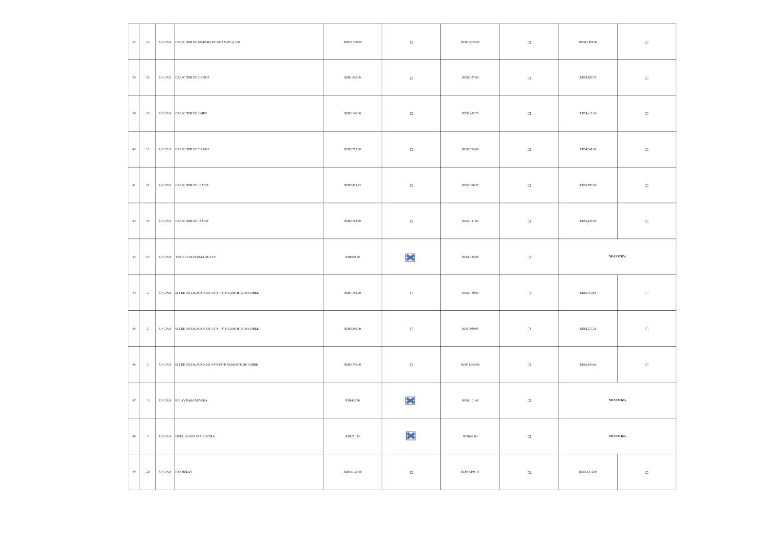| | | | | | | | | | |
|---|---|---|---|---|---|---|---|---|---|
| 37 | 40 | UNIDAD | CAPACITOR DE MARCHA DE 60+5 MDF @ 370 | RD$15,200.00 | ☐ | RD$17,626.80 | ☐ | RD$43,389.60 | ☐ |
| 38 | 25 | UNIDAD | CAPACITOR DE 2.5 MDF | RD$1,050.00 | ☐ | RD$1,377.00 | ☐ | RD$3,389.75 | ☐ |
| 39 | 25 | UNIDAD | CAPACITOR DE 5 MDF | RD$2,100.00 | ☐ | RD$2,478.75 | ☐ | RD$3,813.50 | ☐ |
| 40 | 25 | UNIDAD | CAPACITOR DE 7.5 MDF | RD$2,225.00 | ☐ | RD$2,754.00 | ☐ | RD$4,661.00 | ☐ |
| 41 | 25 | UNIDAD | CAPACITOR DE 10 MDF | RD$2,478.75 | ☐ | RD$3,580.25 | ☐ | RD$5,296.50 | ☐ |
| 42 | 25 | UNIDAD | CAPACITOR DE 15 MDF | RD$2,754.50 | ☐ | RD$4,131.00 | ☐ | RD$6,144.00 | ☐ |
| 43 | 50 | UNIDAD | TARUGO DE PLOMO DE 5/16" | RD$660.00 | ☒ | RD$1,438.00 | ☐ | NO COTIZA | |
| 44 | 2 | UNIDAD | KIT DE INSTALACION DE 3/8"X 1/4" P/12,000 BTU DE COBRE | RD$1,790.00 | ☐ | RD$6,760.00 | ☐ | RD$3,050.84 | ☐ |
| 45 | 2 | UNIDAD | KIT DE INSTALACION DE 1/2"X 1/4" P/12,000 BTU DE COBRE | RD$2,500.00 | ☐ | RD$7,930.00 | ☐ | RD$4,257.28 | ☐ |
| 46 | 2 | UNIDAD | KIT DE INSTALACION DE 5/8"X3/8" P/24,000 BTU DE COBRE | RD$5,740.00 | ☐ | RD$11,960.00 | ☐ | RD$6,440.66 | ☐ |
| 47 | 10 | UNIDAD | RELAY PARA NEVERA | RD$462.70 | ☒ | RD$1,101.60 | ☐ | NO COTIZA | |
| 48 | 5 | UNIDAD | OVER LOAD PARA NEVERA | RD$231.35 | ☒ | RD$661.00 | ☐ | NO COTIZA | |
| 49 | 125 | UNIDAD | FAN RELAY | RD$43,125.00 | ☐ | RD$48,198.75 | ☐ | RD$42,372.50 | ☐ |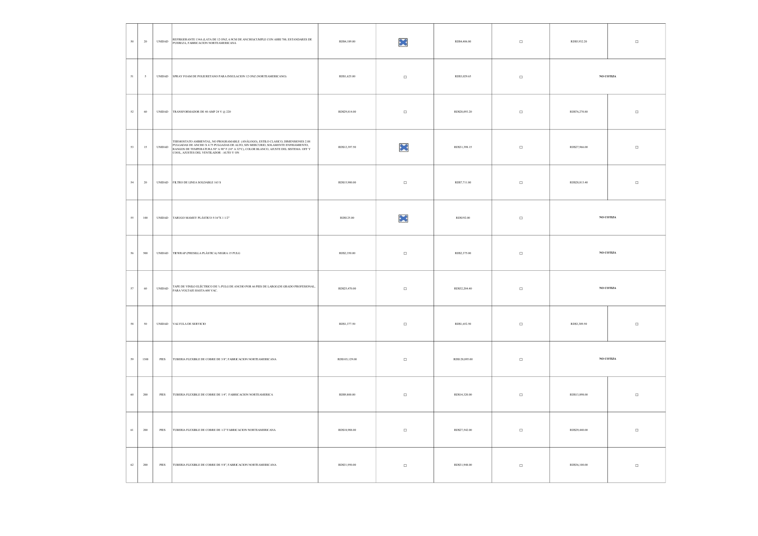| | | | | | | | | | |
|---|---|---|---|---|---|---|---|---|---|
| 50 | 20 | UNIDAD | REFRIGERANTE 134A (LATA DE 12 ONZ, 6.9CM DE ANCHO)CUMPLE CON AHRI 700, ESTANDARES DE PUEREZA, FABRICACION NORTEAMERICANA | RD$4,189.00 | ☒ | RD$4,406.80 | ☐ | RD$5,932.20 | ☐ |
| 51 | 5 | UNIDAD | SPRAY FOAM DE POLIURETANO PARA INSULACION 12 ONZ (NORTEAMERICANO) | RD$1,625.00 | ☐ | RD$3,029.65 | ☐ | NO COTIZA | |
| 52 | 60 | UNIDAD | TRANSFORMADOR DE 40 AMP 24 V @ 220 | RD$29,814.00 | ☐ | RD$28,093.20 | ☐ | RD$76,270.00 | ☐ |
| 53 | 15 | UNIDAD | TERMOSTATO AMBIENTAL, NO PROGRAMABLE (ANÁLOGO), ESTILO CLASICO, DIMENSIONES 2.88 PULGADAS DE ANCHO X 4.75 PULGADAS DE ALTO, SIN MERCURIO, SOLAMENTE ENFRIAMIENTO, RANGOS DE TEMPERATURA 50° A 90° F (10° A 32°C), COLOR BLANCO, AJUSTE DEL SISTEMA: OFF Y COOL, AJUSTES DEL VENTILADOR : AUTO Y ON | RD$12,397.50 | ☒ | RD$31,398.15 | ☐ | RD$27,966.00 | ☐ |
| 54 | 20 | UNIDAD | FILTRO DE LINEA SOLDABLE 163 S | RD$15,900.00 | ☐ | RD$7,711.80 | ☐ | RD$28,813.40 | ☐ |
| 55 | 100 | UNIDAD | TARUGO MAMEY PLÁSTICO 5/16"X 1 1/2" | RD$125.00 | ☒ | RD$192.00 | ☐ | NO COTIZA | |
| 56 | 500 | UNIDAD | TIEWRAP (PRESILLA PLÁSTICA) NEGRA 15 PULG | RD$2,350.00 | ☐ | RD$2,375.00 | ☐ | NO COTIZA | |
| 57 | 60 | UNIDAD | TAPE DE VINILO ELÉCTRICO DE ¾ PULG DE ANCHO POR 66 PIES DE LARGO,DE GRADO PROFESIONAL, PARA VOLTAJE HASTA 600 VAC. | RD$25,470.00 | ☐ | RD$32,204.40 | ☐ | NO COTIZA | |
| 58 | 50 | UNIDAD | VALVULA DE SERVICIO | RD$1,377.50 | ☐ | RD$1,652.50 | ☐ | RD$3,389.50 | ☐ |
| 59 | 1300 | PIES | TUBERIA FLEXIBLE DE COBRE DE 3/8", FABRICACION NORTEAMERICANA | RD$103,129.00 | ☐ | RD$128,895.00 | ☐ | NO COTIZA | |
| 60 | 200 | PIES | TUBERIA FLEXIBLE DE COBRE DE 1/4", FABRICACION NORTEAMERICA | RD$9,800.00 | ☐ | RD$14,320.00 | ☐ | RD$13,898.00 | ☐ |
| 61 | 200 | PIES | TUBERIA FLEXIBLE DE COBRE DE 1/2" FABRICACION NORTEAMERICANA | RD$18,988.00 | ☐ | RD$27,542.00 | ☐ | RD$29,440.00 | ☐ |
| 62 | 200 | PIES | TUBERIA FLEXIBLE DE COBRE DE 5/8", FABRICACION NORTEAMERICANA | RD$31,950.00 | ☐ | RD$31,948.00 | ☐ | RD$36,100.00 | ☐ |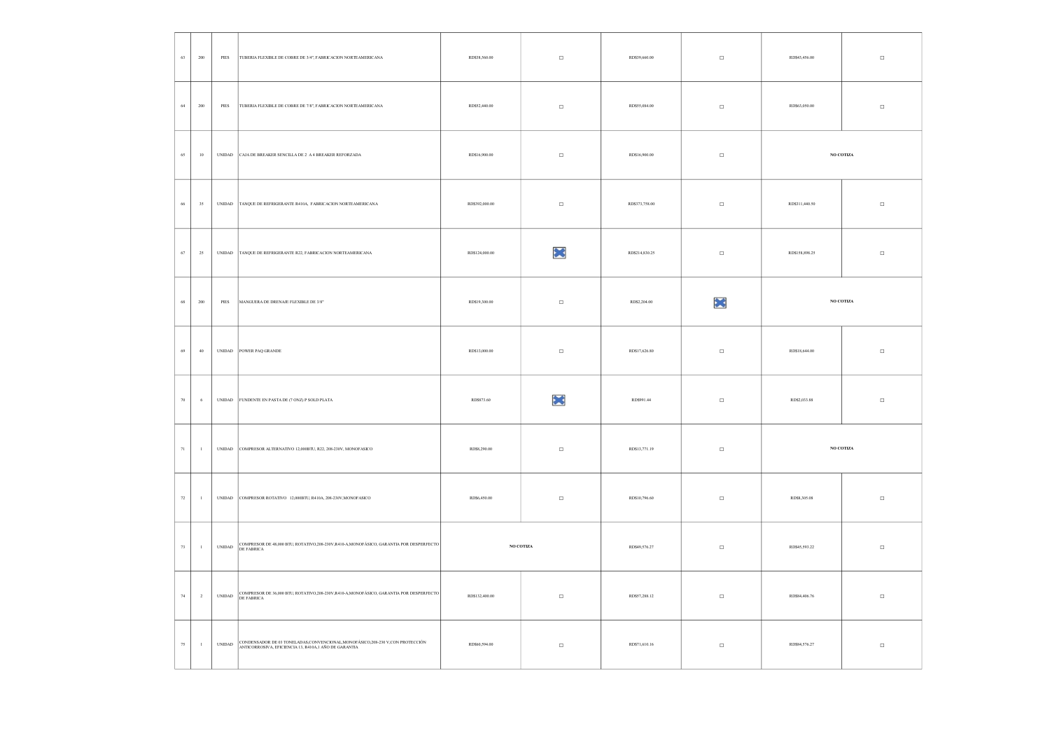| 63 | 200 | PIES | TUBERIA FLEXIBLE DE COBRE DE 3/4", FABRICACION NORTEAMERICANA | RD$38,560.00 | ☐ | RD$39,660.00 | ☐ | RD$43,456.00 | ☐ |
|---|---|---|---|---|---|---|---|---|---|
| 64 | 200 | PIES | TUBERIA FLEXIBLE DE COBRE DE 7/8", FABRICACION NORTEAMERICANA | RD$52,440.00 | ☐ | RD$55,084.00 | ☐ | RD$63,050.00 | ☐ |
| 65 | 10 | UNIDAD | CAJA DE BREAKER SENCILLA DE 2 A 4 BREAKER REFORZADA | RD$16,900.00 | ☐ | RD$16,900.00 | ☐ | **NO COTIZA** | |
| 66 | 35 | UNIDAD | TANQUE DE REFRIGERANTE R410A, FABRICACION NORTEAMERICANA | RD$392,000.00 | ☐ | RD$373,758.00 | ☐ | RD$311,440.50 | ☐ |
| 67 | 25 | UNIDAD | TANQUE DE REFRIGERANTE R22, FABRICACION NORTEAMERICANA | RD$124,000.00 | ☒ | RD$214,830.25 | ☐ | RD$158,898.25 | ☐ |
| 68 | 200 | PIES | MANGUERA DE DRENAJE FLEXIBLE DE 3/8" | RD$19,300.00 | ☐ | RD$2,204.00 | ☒ | **NO COTIZA** | |
| 69 | 40 | UNIDAD | POWER PAQ GRANDE | RD$13,000.00 | ☐ | RD$17,626.80 | ☐ | RD$18,644.00 | ☐ |
| 70 | 6 | UNIDAD | FUNDENTE EN PASTA DE (7 ONZ) P SOLD PLATA | RD$873.60 | ☒ | RD$991.44 | ☐ | RD$2,033.88 | ☐ |
| 71 | 1 | UNIDAD | COMPRESOR ALTERNATIVO 12,000BTU, R22, 208-230V, MONOFASICO | RD$8,290.00 | ☐ | RD$13,771.19 | ☐ | **NO COTIZA** | |
| 72 | 1 | UNIDAD | COMPRESOR ROTATIVO 12,000BTU, R410A, 208-230V,MONOFASICO | RD$6,450.00 | ☐ | RD$10,796.60 | ☐ | RD$8,305.08 | ☐ |
| 73 | 1 | UNIDAD | COMPRESOR DE 48,000 BTU, ROTATIVO,208-230V,R410-A,MONOFÁSICO, GARANTIA POR DESPERFECTO DE FABRICA | **NO COTIZA** | | RD$49,576.27 | ☐ | RD$45,593.22 | ☐ |
| 74 | 2 | UNIDAD | COMPRESOR DE 36,000 BTU, ROTATIVO,208-230V,R410-A,MONOFÁSICO, GARANTIA POR DESPERFECTO DE FABRICA | RD$132,400.00 | ☐ | RD$57,288.12 | ☐ | RD$84,406.76 | ☐ |
| 75 | 1 | UNIDAD | CONDENSADOR DE 03 TONELADAS,CONVENCIONAL,MONOFÁSICO,208-230 V,CON PROTECCIÓN ANTICORROSIVA, EFICIENCIA 13, R410A,1 AÑO DE GARANTIA | RD$60,594.00 | ☐ | RD$71,610.16 | ☐ | RD$84,576.27 | ☐ |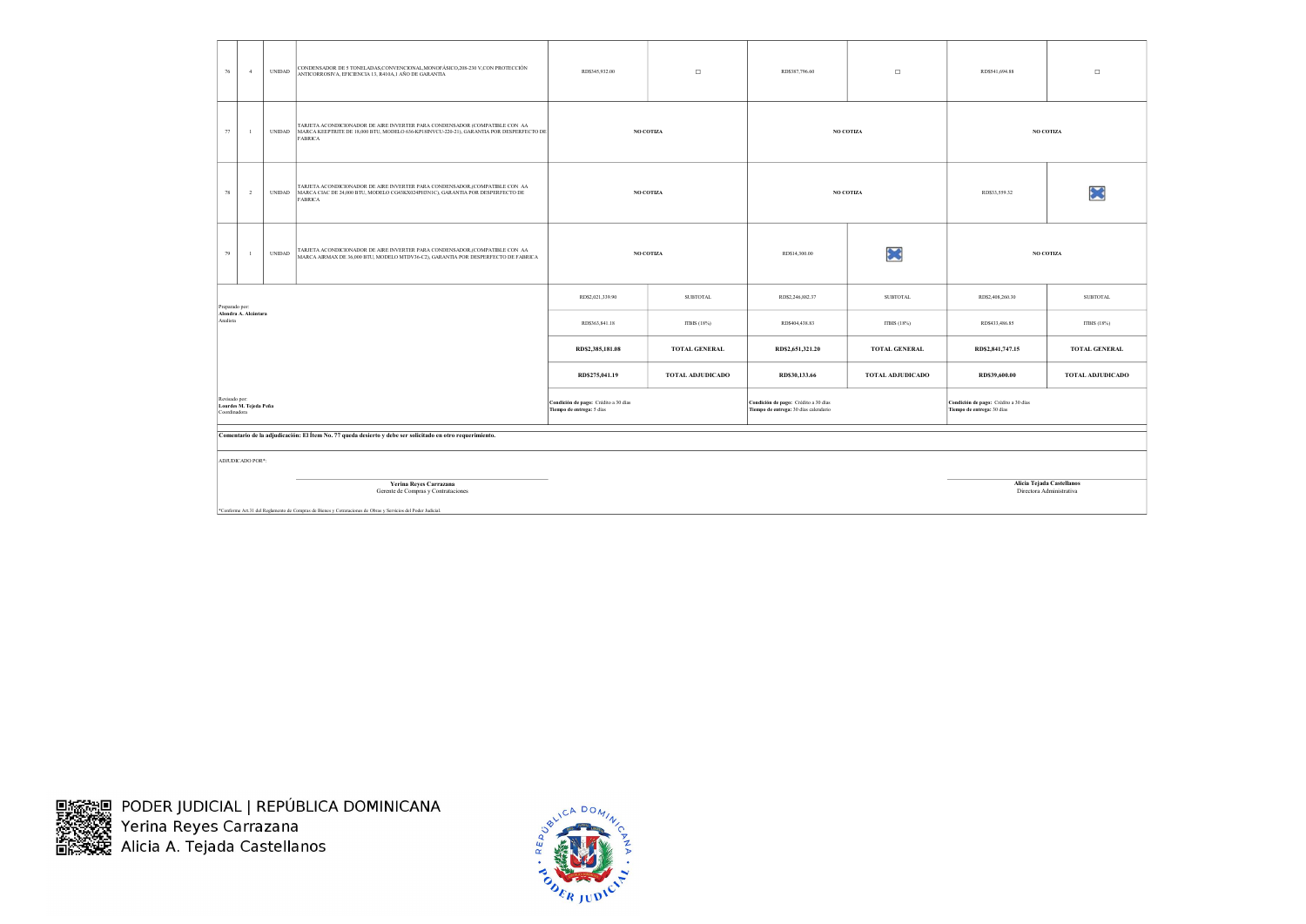| | | | | | | | | | |
|---|---|---|---|---|---|---|---|---|---|
| 76 | 4 | UNIDAD | CONDENSADOR DE 5 TONELADAS,CONVENCIONAL,MONOFÁSICO,208-230 V,CON PROTECCIÓN ANTICORROSIVA, EFICIENCIA 13, R410A,1 AÑO DE GARANTIA | RD$345,932.00 | ☐ | RD$387,796.60 | ☐ | RD$341,694.88 | ☐ |
| 77 | 1 | UNIDAD | TARJETA ACONDICIONADOR DE AIRE INVERTER PARA CONDENSADOR (COMPATIBLE CON AA MARCA KEEPTRITE DE 18,000 BTU, MODELO 636-KP18INVCU-220-21), GARANTIA POR DESPERFECTO DE FABRICA | NO COTIZA | | NO COTIZA | | NO COTIZA | |
| 78 | 2 | UNIDAD | TARJETA ACONDICIONADOR DE AIRE INVERTER PARA CONDENSADOR,(COMPATIBLE CON AA MARCA CIAC DE 24,000 BTU, MODELO CG6SK2024PH2N1C), GARANTIA POR DESPERFECTO DE FABRICA | NO COTIZA | | NO COTIZA | | RD$33,559.32 | ☒ |
| 79 | 1 | UNIDAD | TARJETA ACONDICIONADOR DE AIRE INVERTER PARA CONDENSADOR,(COMPATIBLE CON AA MARCA AIRMAX DE 36,000 BTU, MODELO MTDV36-C2), GARANTIA POR DESPERFECTO DE FABRICA | NO COTIZA | | RD$14,300.00 | ☒ | NO COTIZA | |
| Preparado por: **Aleudra A. Alcántara** Analista | | | | RD$2,021,339.90 | SUBTOTAL | RD$2,246,882.37 | SUBTOTAL | RD$2,408,260.30 | SUBTOTAL |
| | | | | RD$363,841.18 | ITBIS (18%) | RD$404,438.83 | ITBIS (18%) | RD$433,486.85 | ITBIS (18%) |
| | | | | **RD$2,385,181.08** | **TOTAL GENERAL** | **RD$2,651,321.20** | **TOTAL GENERAL** | **RD$2,841,747.15** | **TOTAL GENERAL** |
| | | | | **RD$275,041.19** | **TOTAL ADJUDICADO** | **RD$30,133.66** | **TOTAL ADJUDICADO** | **RD$39,600.00** | **TOTAL ADJUDICADO** |
| Revisado por: **Lourdes M. Tejeda Peña** Coordinadora | | | | **Condición de pago:** Crédito a 30 días **Tiempo de entrega:** 5 días | | **Condición de pago:** Crédito a 30 días **Tiempo de entrega:** 30 días calendario | | **Condición de pago:** Crédito a 30 días **Tiempo de entrega:** 30 días | |

**Comentario de la adjudicación: El Ítem No. 77 queda desierto y debe ser solicitado en otro requerimiento.**

ADJUDICADO POR*:

**Yerina Reyes Carrazana**
Gerente de Compras y Contrataciones

**Alicia Tejada Castellanos**
Directora Administrativa

*Conforme Art.31 del Reglamento de Compras de Bienes y Contrataciones de Obras y Servicios del Poder Judicial.

PODER JUDICIAL | REPÚBLICA DOMINICANA
Yerina Reyes Carrazana
Alicia A. Tejada Castellanos